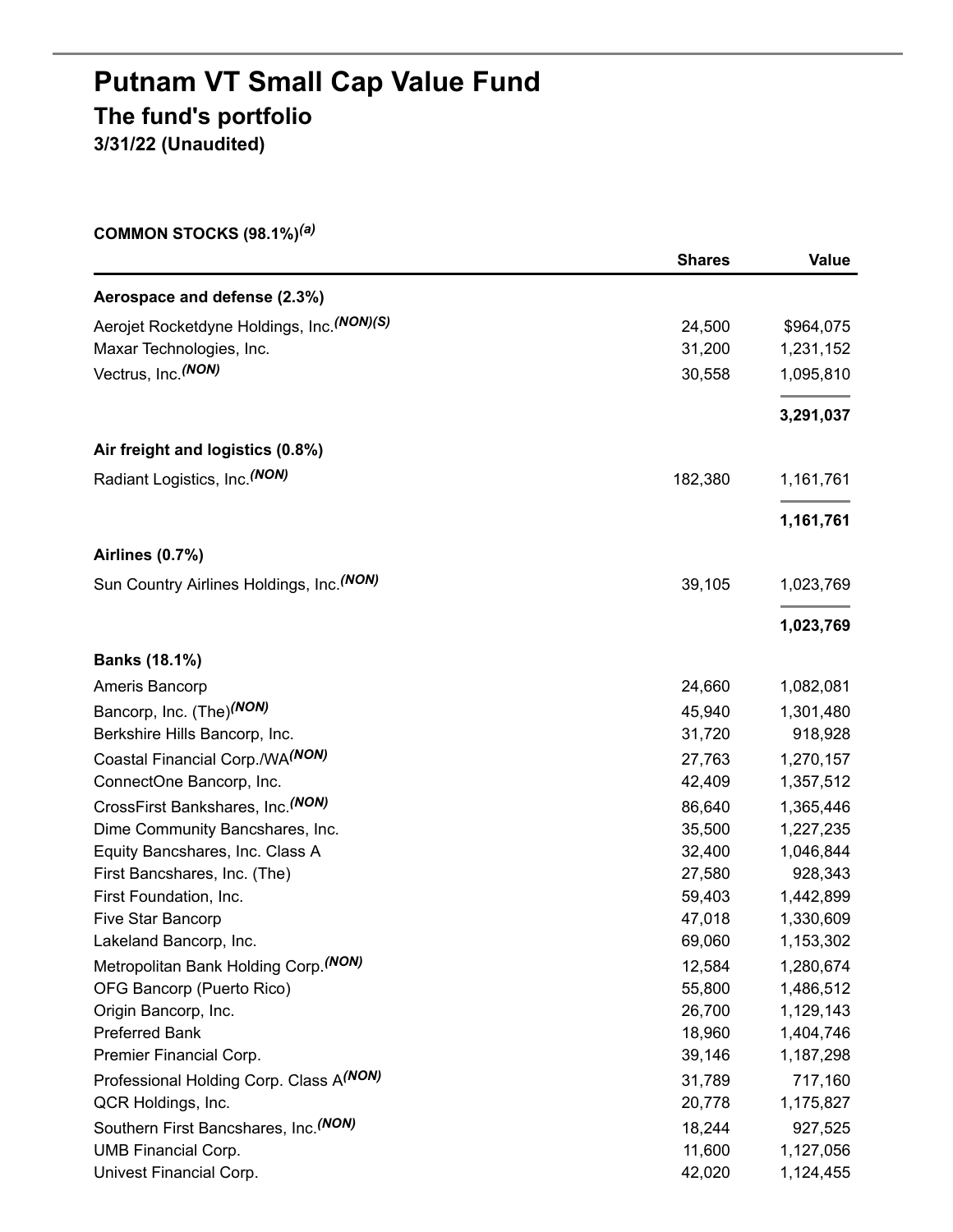# Putnam VT Small Cap Value Fund

## The fund's portfolio

### 3/31/22 (Unaudited)

**COMMON STOCKS (98.1%)[(a)]**

| | Shares | Value |
|---|---|---|
| **Aerospace and defense (2.3%)** | | |
| Aerojet Rocketdyne Holdings, Inc.[(NON)(S)] | 24,500 | $964,075 |
| Maxar Technologies, Inc. | 31,200 | 1,231,152 |
| Vectrus, Inc.[(NON)] | 30,558 | 1,095,810 |
| | | **3,291,037** |
| **Air freight and logistics (0.8%)** | | |
| Radiant Logistics, Inc.[(NON)] | 182,380 | 1,161,761 |
| | | **1,161,761** |
| **Airlines (0.7%)** | | |
| Sun Country Airlines Holdings, Inc.[(NON)] | 39,105 | 1,023,769 |
| | | **1,023,769** |
| **Banks (18.1%)** | | |
| Ameris Bancorp | 24,660 | 1,082,081 |
| Bancorp, Inc. (The)[(NON)] | 45,940 | 1,301,480 |
| Berkshire Hills Bancorp, Inc. | 31,720 | 918,928 |
| Coastal Financial Corp./WA[(NON)] | 27,763 | 1,270,157 |
| ConnectOne Bancorp, Inc. | 42,409 | 1,357,512 |
| CrossFirst Bankshares, Inc.[(NON)] | 86,640 | 1,365,446 |
| Dime Community Bancshares, Inc. | 35,500 | 1,227,235 |
| Equity Bancshares, Inc. Class A | 32,400 | 1,046,844 |
| First Bancshares, Inc. (The) | 27,580 | 928,343 |
| First Foundation, Inc. | 59,403 | 1,442,899 |
| Five Star Bancorp | 47,018 | 1,330,609 |
| Lakeland Bancorp, Inc. | 69,060 | 1,153,302 |
| Metropolitan Bank Holding Corp.[(NON)] | 12,584 | 1,280,674 |
| OFG Bancorp (Puerto Rico) | 55,800 | 1,486,512 |
| Origin Bancorp, Inc. | 26,700 | 1,129,143 |
| Preferred Bank | 18,960 | 1,404,746 |
| Premier Financial Corp. | 39,146 | 1,187,298 |
| Professional Holding Corp. Class A[(NON)] | 31,789 | 717,160 |
| QCR Holdings, Inc. | 20,778 | 1,175,827 |
| Southern First Bancshares, Inc.[(NON)] | 18,244 | 927,525 |
| UMB Financial Corp. | 11,600 | 1,127,056 |
| Univest Financial Corp. | 42,020 | 1,124,455 |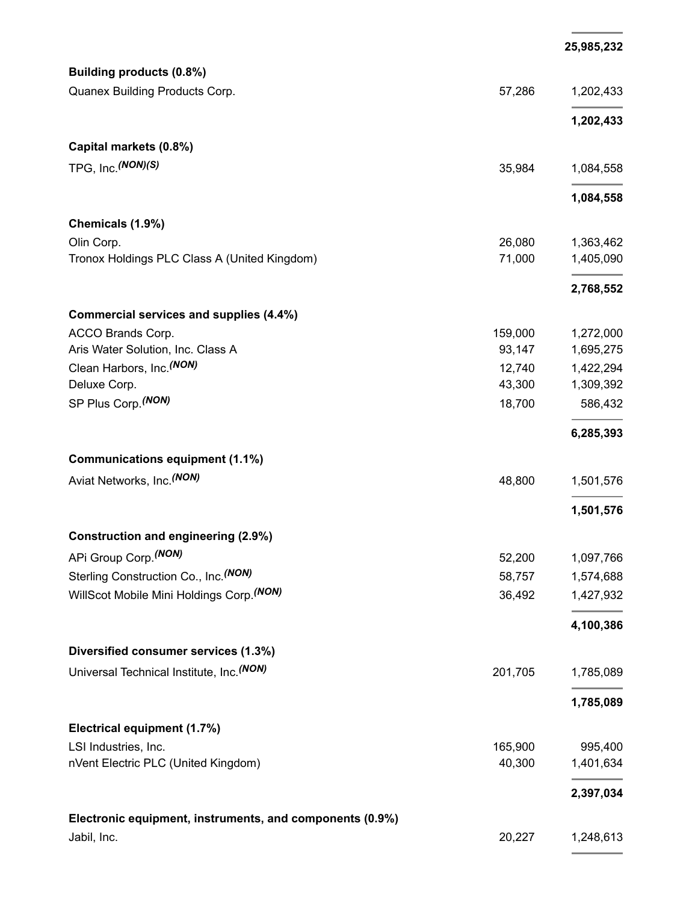| | | |
|---|---|---|
| | | 25,985,232 |
| **Building products (0.8%)** | | |
| Quanex Building Products Corp. | 57,286 | 1,202,433 |
| | | **1,202,433** |
| **Capital markets (0.8%)** | | |
| TPG, Inc. *(NON)(S)* | 35,984 | 1,084,558 |
| | | **1,084,558** |
| **Chemicals (1.9%)** | | |
| Olin Corp. | 26,080 | 1,363,462 |
| Tronox Holdings PLC Class A (United Kingdom) | 71,000 | 1,405,090 |
| | | **2,768,552** |
| **Commercial services and supplies (4.4%)** | | |
| ACCO Brands Corp. | 159,000 | 1,272,000 |
| Aris Water Solution, Inc. Class A | 93,147 | 1,695,275 |
| Clean Harbors, Inc. *(NON)* | 12,740 | 1,422,294 |
| Deluxe Corp. | 43,300 | 1,309,392 |
| SP Plus Corp. *(NON)* | 18,700 | 586,432 |
| | | **6,285,393** |
| **Communications equipment (1.1%)** | | |
| Aviat Networks, Inc. *(NON)* | 48,800 | 1,501,576 |
| | | **1,501,576** |
| **Construction and engineering (2.9%)** | | |
| APi Group Corp. *(NON)* | 52,200 | 1,097,766 |
| Sterling Construction Co., Inc. *(NON)* | 58,757 | 1,574,688 |
| WillScot Mobile Mini Holdings Corp. *(NON)* | 36,492 | 1,427,932 |
| | | **4,100,386** |
| **Diversified consumer services (1.3%)** | | |
| Universal Technical Institute, Inc. *(NON)* | 201,705 | 1,785,089 |
| | | **1,785,089** |
| **Electrical equipment (1.7%)** | | |
| LSI Industries, Inc. | 165,900 | 995,400 |
| nVent Electric PLC (United Kingdom) | 40,300 | 1,401,634 |
| | | **2,397,034** |
| **Electronic equipment, instruments, and components (0.9%)** | | |
| Jabil, Inc. | 20,227 | 1,248,613 |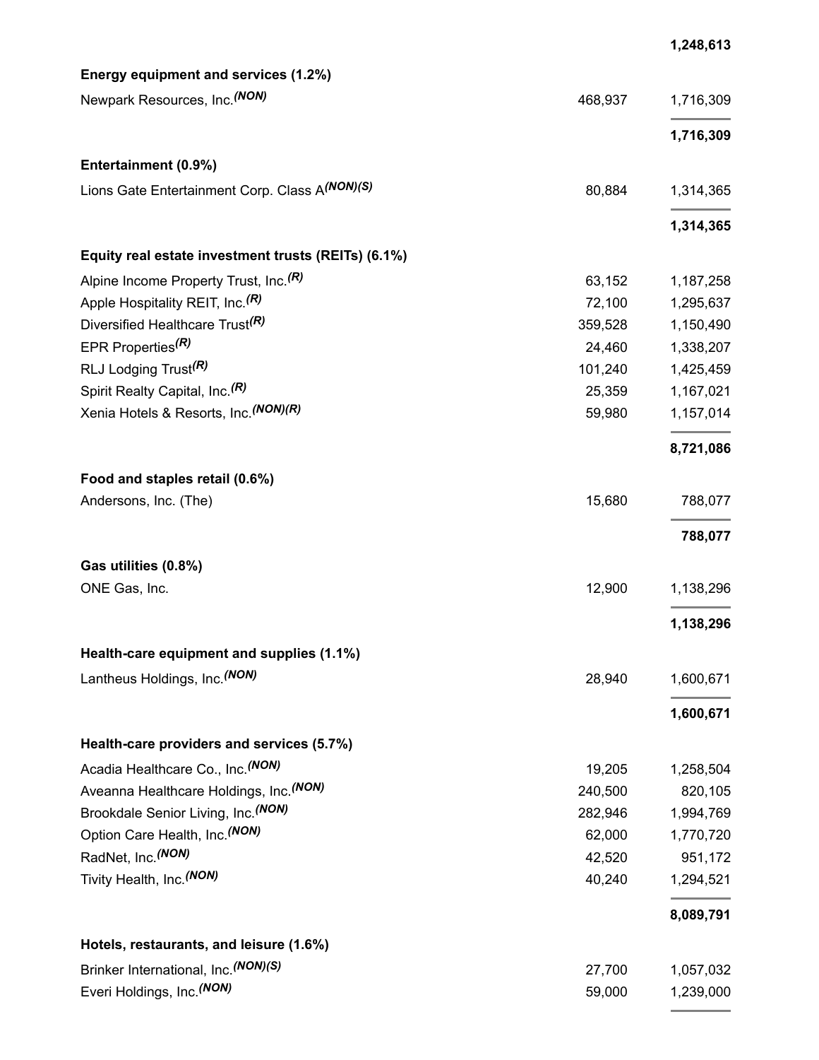| | | |
|---|---|---|
| | | **1,248,613** |
| **Energy equipment and services (1.2%)** | | |
| Newpark Resources, Inc. *(NON)* | 468,937 | 1,716,309 |
| | | **1,716,309** |
| **Entertainment (0.9%)** | | |
| Lions Gate Entertainment Corp. Class A *(NON)(S)* | 80,884 | 1,314,365 |
| | | **1,314,365** |
| **Equity real estate investment trusts (REITs) (6.1%)** | | |
| Alpine Income Property Trust, Inc. *(R)* | 63,152 | 1,187,258 |
| Apple Hospitality REIT, Inc. *(R)* | 72,100 | 1,295,637 |
| Diversified Healthcare Trust *(R)* | 359,528 | 1,150,490 |
| EPR Properties *(R)* | 24,460 | 1,338,207 |
| RLJ Lodging Trust *(R)* | 101,240 | 1,425,459 |
| Spirit Realty Capital, Inc. *(R)* | 25,359 | 1,167,021 |
| Xenia Hotels & Resorts, Inc. *(NON)(R)* | 59,980 | 1,157,014 |
| | | **8,721,086** |
| **Food and staples retail (0.6%)** | | |
| Andersons, Inc. (The) | 15,680 | 788,077 |
| | | **788,077** |
| **Gas utilities (0.8%)** | | |
| ONE Gas, Inc. | 12,900 | 1,138,296 |
| | | **1,138,296** |
| **Health-care equipment and supplies (1.1%)** | | |
| Lantheus Holdings, Inc. *(NON)* | 28,940 | 1,600,671 |
| | | **1,600,671** |
| **Health-care providers and services (5.7%)** | | |
| Acadia Healthcare Co., Inc. *(NON)* | 19,205 | 1,258,504 |
| Aveanna Healthcare Holdings, Inc. *(NON)* | 240,500 | 820,105 |
| Brookdale Senior Living, Inc. *(NON)* | 282,946 | 1,994,769 |
| Option Care Health, Inc. *(NON)* | 62,000 | 1,770,720 |
| RadNet, Inc. *(NON)* | 42,520 | 951,172 |
| Tivity Health, Inc. *(NON)* | 40,240 | 1,294,521 |
| | | **8,089,791** |
| **Hotels, restaurants, and leisure (1.6%)** | | |
| Brinker International, Inc. *(NON)(S)* | 27,700 | 1,057,032 |
| Everi Holdings, Inc. *(NON)* | 59,000 | 1,239,000 |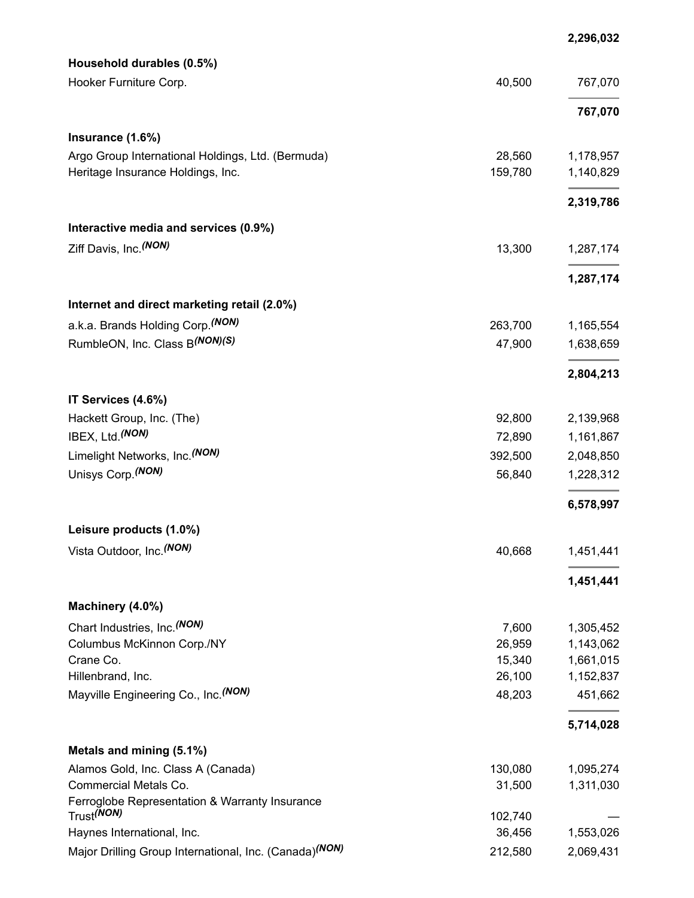| | | |
|---|---|---|
| | | **2,296,032** |
| **Household durables (0.5%)** | | |
| Hooker Furniture Corp. | 40,500 | 767,070 |
| | | **767,070** |
| **Insurance (1.6%)** | | |
| Argo Group International Holdings, Ltd. (Bermuda) | 28,560 | 1,178,957 |
| Heritage Insurance Holdings, Inc. | 159,780 | 1,140,829 |
| | | **2,319,786** |
| **Interactive media and services (0.9%)** | | |
| Ziff Davis, Inc.*(NON)* | 13,300 | 1,287,174 |
| | | **1,287,174** |
| **Internet and direct marketing retail (2.0%)** | | |
| a.k.a. Brands Holding Corp.*(NON)* | 263,700 | 1,165,554 |
| RumbleON, Inc. Class B*(NON)(S)* | 47,900 | 1,638,659 |
| | | **2,804,213** |
| **IT Services (4.6%)** | | |
| Hackett Group, Inc. (The) | 92,800 | 2,139,968 |
| IBEX, Ltd.*(NON)* | 72,890 | 1,161,867 |
| Limelight Networks, Inc.*(NON)* | 392,500 | 2,048,850 |
| Unisys Corp.*(NON)* | 56,840 | 1,228,312 |
| | | **6,578,997** |
| **Leisure products (1.0%)** | | |
| Vista Outdoor, Inc.*(NON)* | 40,668 | 1,451,441 |
| | | **1,451,441** |
| **Machinery (4.0%)** | | |
| Chart Industries, Inc.*(NON)* | 7,600 | 1,305,452 |
| Columbus McKinnon Corp./NY | 26,959 | 1,143,062 |
| Crane Co. | 15,340 | 1,661,015 |
| Hillenbrand, Inc. | 26,100 | 1,152,837 |
| Mayville Engineering Co., Inc.*(NON)* | 48,203 | 451,662 |
| | | **5,714,028** |
| **Metals and mining (5.1%)** | | |
| Alamos Gold, Inc. Class A (Canada) | 130,080 | 1,095,274 |
| Commercial Metals Co. | 31,500 | 1,311,030 |
| Ferroglobe Representation & Warranty Insurance Trust*(NON)* | 102,740 | — |
| Haynes International, Inc. | 36,456 | 1,553,026 |
| Major Drilling Group International, Inc. (Canada)*(NON)* | 212,580 | 2,069,431 |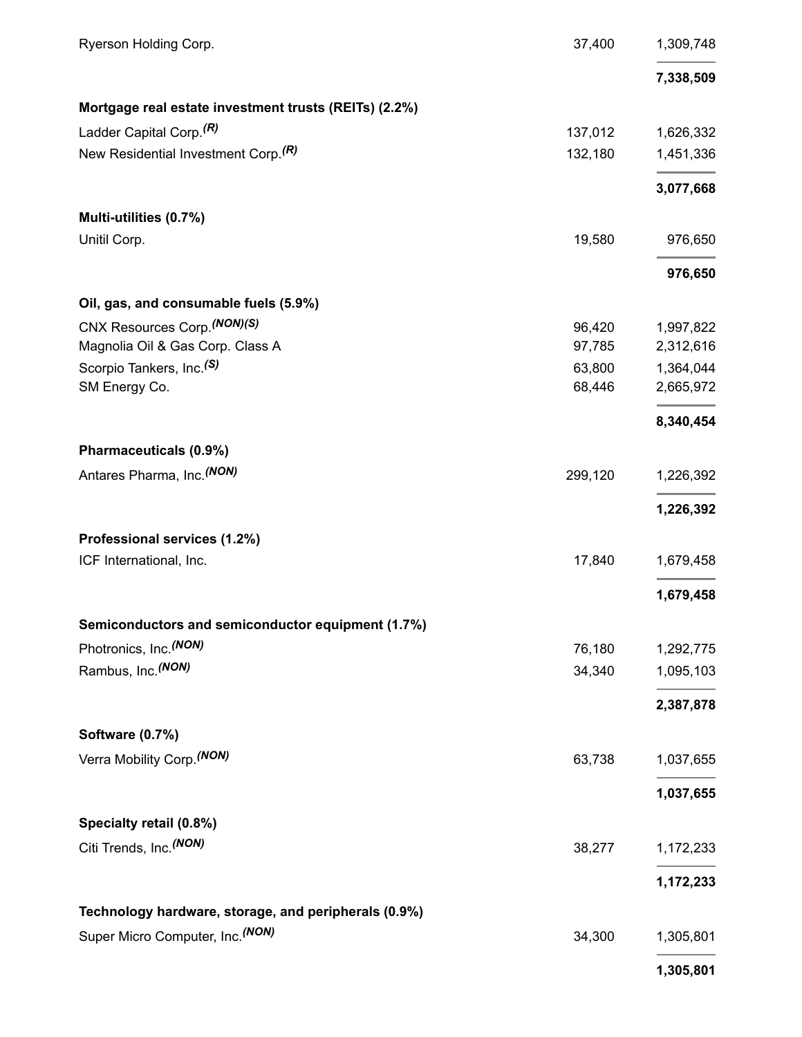| | | |
|---|---|---|
| Ryerson Holding Corp. | 37,400 | 1,309,748 |
| | | **7,338,509** |
| **Mortgage real estate investment trusts (REITs) (2.2%)** | | |
| Ladder Capital Corp.*(R)* | 137,012 | 1,626,332 |
| New Residential Investment Corp.*(R)* | 132,180 | 1,451,336 |
| | | **3,077,668** |
| **Multi-utilities (0.7%)** | | |
| Unitil Corp. | 19,580 | 976,650 |
| | | **976,650** |
| **Oil, gas, and consumable fuels (5.9%)** | | |
| CNX Resources Corp.*(NON)(S)* | 96,420 | 1,997,822 |
| Magnolia Oil & Gas Corp. Class A | 97,785 | 2,312,616 |
| Scorpio Tankers, Inc.*(S)* | 63,800 | 1,364,044 |
| SM Energy Co. | 68,446 | 2,665,972 |
| | | **8,340,454** |
| **Pharmaceuticals (0.9%)** | | |
| Antares Pharma, Inc.*(NON)* | 299,120 | 1,226,392 |
| | | **1,226,392** |
| **Professional services (1.2%)** | | |
| ICF International, Inc. | 17,840 | 1,679,458 |
| | | **1,679,458** |
| **Semiconductors and semiconductor equipment (1.7%)** | | |
| Photronics, Inc.*(NON)* | 76,180 | 1,292,775 |
| Rambus, Inc.*(NON)* | 34,340 | 1,095,103 |
| | | **2,387,878** |
| **Software (0.7%)** | | |
| Verra Mobility Corp.*(NON)* | 63,738 | 1,037,655 |
| | | **1,037,655** |
| **Specialty retail (0.8%)** | | |
| Citi Trends, Inc.*(NON)* | 38,277 | 1,172,233 |
| | | **1,172,233** |
| **Technology hardware, storage, and peripherals (0.9%)** | | |
| Super Micro Computer, Inc.*(NON)* | 34,300 | 1,305,801 |
| | | **1,305,801** |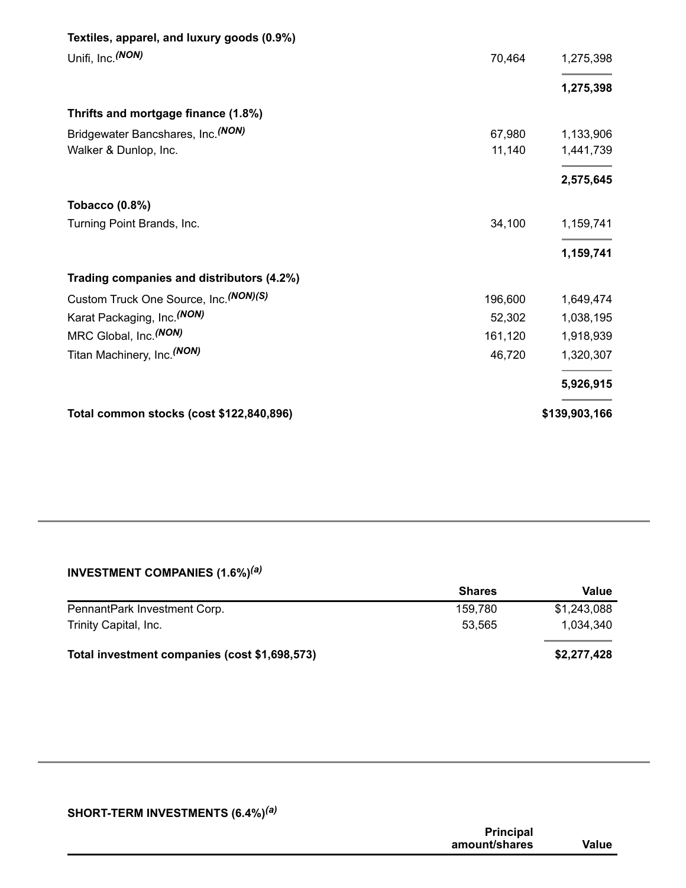| | | |
|---|---|---|
| **Textiles, apparel, and luxury goods (0.9%)** | | |
| Unifi, Inc.*(NON)* | 70,464 | 1,275,398 |
| | | **1,275,398** |
| **Thrifts and mortgage finance (1.8%)** | | |
| Bridgewater Bancshares, Inc.*(NON)* | 67,980 | 1,133,906 |
| Walker & Dunlop, Inc. | 11,140 | 1,441,739 |
| | | **2,575,645** |
| **Tobacco (0.8%)** | | |
| Turning Point Brands, Inc. | 34,100 | 1,159,741 |
| | | **1,159,741** |
| **Trading companies and distributors (4.2%)** | | |
| Custom Truck One Source, Inc.*(NON)(S)* | 196,600 | 1,649,474 |
| Karat Packaging, Inc.*(NON)* | 52,302 | 1,038,195 |
| MRC Global, Inc.*(NON)* | 161,120 | 1,918,939 |
| Titan Machinery, Inc.*(NON)* | 46,720 | 1,320,307 |
| | | **5,926,915** |
| **Total common stocks (cost $122,840,896)** | | **$139,903,166** |

**INVESTMENT COMPANIES (1.6%)*(a)***

| | Shares | Value |
|---|---|---|
| PennantPark Investment Corp. | 159,780 | $1,243,088 |
| Trinity Capital, Inc. | 53,565 | 1,034,340 |
| **Total investment companies (cost $1,698,573)** | | **$2,277,428** |

**SHORT-TERM INVESTMENTS (6.4%)*(a)***

| | Principal amount/shares | Value |
|---|---|---|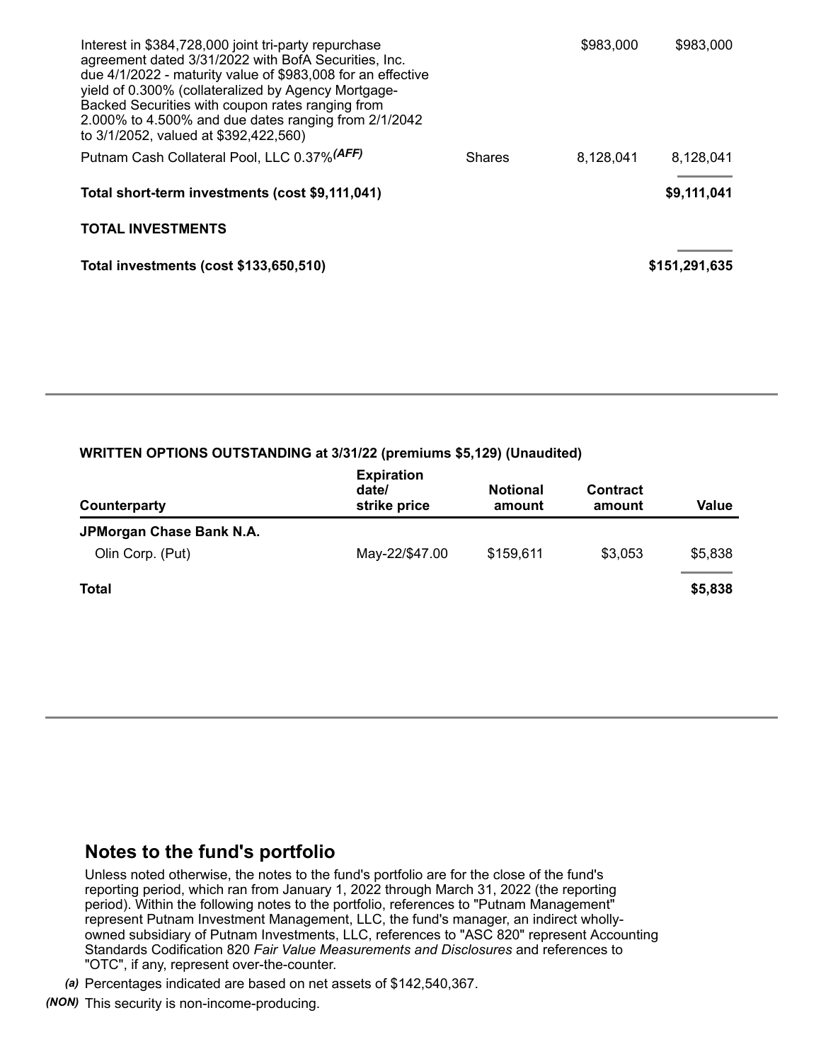| | | | |
|---|---|---|---|
| Interest in $384,728,000 joint tri-party repurchase agreement dated 3/31/2022 with BofA Securities, Inc. due 4/1/2022 - maturity value of $983,008 for an effective yield of 0.300% (collateralized by Agency Mortgage-Backed Securities with coupon rates ranging from 2.000% to 4.500% and due dates ranging from 2/1/2042 to 3/1/2052, valued at $392,422,560) | | $983,000 | $983,000 |
| Putnam Cash Collateral Pool, LLC 0.37% *(AFF)* | Shares | 8,128,041 | 8,128,041 |
| **Total short-term investments (cost $9,111,041)** | | | **$9,111,041** |
| **TOTAL INVESTMENTS** | | | |
| **Total investments (cost $133,650,510)** | | | **$151,291,635** |

**WRITTEN OPTIONS OUTSTANDING at 3/31/22 (premiums $5,129) (Unaudited)**

| Counterparty | Expiration date/ strike price | Notional amount | Contract amount | Value |
|---|---|---|---|---|
| **JPMorgan Chase Bank N.A.** | | | | |
| Olin Corp. (Put) | May-22/$47.00 | $159,611 | $3,053 | $5,838 |
| **Total** | | | | **$5,838** |

## Notes to the fund's portfolio

Unless noted otherwise, the notes to the fund's portfolio are for the close of the fund's reporting period, which ran from January 1, 2022 through March 31, 2022 (the reporting period). Within the following notes to the portfolio, references to "Putnam Management" represent Putnam Investment Management, LLC, the fund's manager, an indirect wholly-owned subsidiary of Putnam Investments, LLC, references to "ASC 820" represent Accounting Standards Codification 820 *Fair Value Measurements and Disclosures* and references to "OTC", if any, represent over-the-counter.

*(a)* Percentages indicated are based on net assets of $142,540,367.

*(NON)* This security is non-income-producing.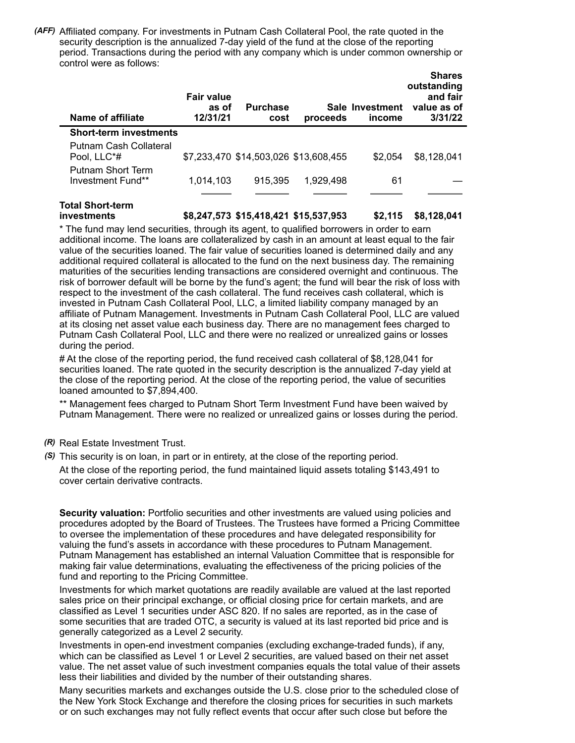*(AFF)* Affiliated company. For investments in Putnam Cash Collateral Pool, the rate quoted in the security description is the annualized 7-day yield of the fund at the close of the reporting period. Transactions during the period with any company which is under common ownership or control were as follows:

| Name of affiliate | Fair value as of 12/31/21 | Purchase cost | Sale proceeds | Investment income | Shares outstanding and fair value as of 3/31/22 |
|---|---|---|---|---|---|
| **Short-term investments** | | | | | |
| Putnam Cash Collateral Pool, LLC*# | $7,233,470 | $14,503,026 | $13,608,455 | $2,054 | $8,128,041 |
| Putnam Short Term Investment Fund** | 1,014,103 | 915,395 | 1,929,498 | 61 | — |
| **Total Short-term investments** | **$8,247,573** | **$15,418,421** | **$15,537,953** | **$2,115** | **$8,128,041** |

* The fund may lend securities, through its agent, to qualified borrowers in order to earn additional income. The loans are collateralized by cash in an amount at least equal to the fair value of the securities loaned. The fair value of securities loaned is determined daily and any additional required collateral is allocated to the fund on the next business day. The remaining maturities of the securities lending transactions are considered overnight and continuous. The risk of borrower default will be borne by the fund's agent; the fund will bear the risk of loss with respect to the investment of the cash collateral. The fund receives cash collateral, which is invested in Putnam Cash Collateral Pool, LLC, a limited liability company managed by an affiliate of Putnam Management. Investments in Putnam Cash Collateral Pool, LLC are valued at its closing net asset value each business day. There are no management fees charged to Putnam Cash Collateral Pool, LLC and there were no realized or unrealized gains or losses during the period.

# At the close of the reporting period, the fund received cash collateral of $8,128,041 for securities loaned. The rate quoted in the security description is the annualized 7-day yield at the close of the reporting period. At the close of the reporting period, the value of securities loaned amounted to $7,894,400.

** Management fees charged to Putnam Short Term Investment Fund have been waived by Putnam Management. There were no realized or unrealized gains or losses during the period.

*(R)* Real Estate Investment Trust.

*(S)* This security is on loan, in part or in entirety, at the close of the reporting period.

At the close of the reporting period, the fund maintained liquid assets totaling $143,491 to cover certain derivative contracts.

**Security valuation:** Portfolio securities and other investments are valued using policies and procedures adopted by the Board of Trustees. The Trustees have formed a Pricing Committee to oversee the implementation of these procedures and have delegated responsibility for valuing the fund's assets in accordance with these procedures to Putnam Management. Putnam Management has established an internal Valuation Committee that is responsible for making fair value determinations, evaluating the effectiveness of the pricing policies of the fund and reporting to the Pricing Committee.

Investments for which market quotations are readily available are valued at the last reported sales price on their principal exchange, or official closing price for certain markets, and are classified as Level 1 securities under ASC 820. If no sales are reported, as in the case of some securities that are traded OTC, a security is valued at its last reported bid price and is generally categorized as a Level 2 security.

Investments in open-end investment companies (excluding exchange-traded funds), if any, which can be classified as Level 1 or Level 2 securities, are valued based on their net asset value. The net asset value of such investment companies equals the total value of their assets less their liabilities and divided by the number of their outstanding shares.

Many securities markets and exchanges outside the U.S. close prior to the scheduled close of the New York Stock Exchange and therefore the closing prices for securities in such markets or on such exchanges may not fully reflect events that occur after such close but before the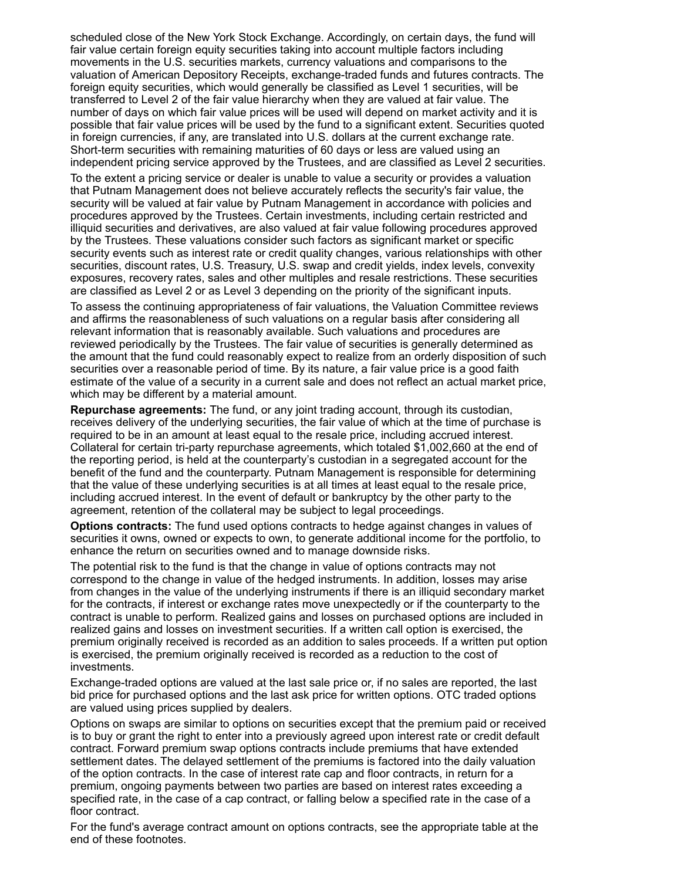scheduled close of the New York Stock Exchange. Accordingly, on certain days, the fund will fair value certain foreign equity securities taking into account multiple factors including movements in the U.S. securities markets, currency valuations and comparisons to the valuation of American Depository Receipts, exchange-traded funds and futures contracts. The foreign equity securities, which would generally be classified as Level 1 securities, will be transferred to Level 2 of the fair value hierarchy when they are valued at fair value. The number of days on which fair value prices will be used will depend on market activity and it is possible that fair value prices will be used by the fund to a significant extent. Securities quoted in foreign currencies, if any, are translated into U.S. dollars at the current exchange rate. Short-term securities with remaining maturities of 60 days or less are valued using an independent pricing service approved by the Trustees, and are classified as Level 2 securities.

To the extent a pricing service or dealer is unable to value a security or provides a valuation that Putnam Management does not believe accurately reflects the security's fair value, the security will be valued at fair value by Putnam Management in accordance with policies and procedures approved by the Trustees. Certain investments, including certain restricted and illiquid securities and derivatives, are also valued at fair value following procedures approved by the Trustees. These valuations consider such factors as significant market or specific security events such as interest rate or credit quality changes, various relationships with other securities, discount rates, U.S. Treasury, U.S. swap and credit yields, index levels, convexity exposures, recovery rates, sales and other multiples and resale restrictions. These securities are classified as Level 2 or as Level 3 depending on the priority of the significant inputs.

To assess the continuing appropriateness of fair valuations, the Valuation Committee reviews and affirms the reasonableness of such valuations on a regular basis after considering all relevant information that is reasonably available. Such valuations and procedures are reviewed periodically by the Trustees. The fair value of securities is generally determined as the amount that the fund could reasonably expect to realize from an orderly disposition of such securities over a reasonable period of time. By its nature, a fair value price is a good faith estimate of the value of a security in a current sale and does not reflect an actual market price, which may be different by a material amount.

**Repurchase agreements:** The fund, or any joint trading account, through its custodian, receives delivery of the underlying securities, the fair value of which at the time of purchase is required to be in an amount at least equal to the resale price, including accrued interest. Collateral for certain tri-party repurchase agreements, which totaled $1,002,660 at the end of the reporting period, is held at the counterparty's custodian in a segregated account for the benefit of the fund and the counterparty. Putnam Management is responsible for determining that the value of these underlying securities is at all times at least equal to the resale price, including accrued interest. In the event of default or bankruptcy by the other party to the agreement, retention of the collateral may be subject to legal proceedings.

**Options contracts:** The fund used options contracts to hedge against changes in values of securities it owns, owned or expects to own, to generate additional income for the portfolio, to enhance the return on securities owned and to manage downside risks.

The potential risk to the fund is that the change in value of options contracts may not correspond to the change in value of the hedged instruments. In addition, losses may arise from changes in the value of the underlying instruments if there is an illiquid secondary market for the contracts, if interest or exchange rates move unexpectedly or if the counterparty to the contract is unable to perform. Realized gains and losses on purchased options are included in realized gains and losses on investment securities. If a written call option is exercised, the premium originally received is recorded as an addition to sales proceeds. If a written put option is exercised, the premium originally received is recorded as a reduction to the cost of investments.

Exchange-traded options are valued at the last sale price or, if no sales are reported, the last bid price for purchased options and the last ask price for written options. OTC traded options are valued using prices supplied by dealers.

Options on swaps are similar to options on securities except that the premium paid or received is to buy or grant the right to enter into a previously agreed upon interest rate or credit default contract. Forward premium swap options contracts include premiums that have extended settlement dates. The delayed settlement of the premiums is factored into the daily valuation of the option contracts. In the case of interest rate cap and floor contracts, in return for a premium, ongoing payments between two parties are based on interest rates exceeding a specified rate, in the case of a cap contract, or falling below a specified rate in the case of a floor contract.

For the fund's average contract amount on options contracts, see the appropriate table at the end of these footnotes.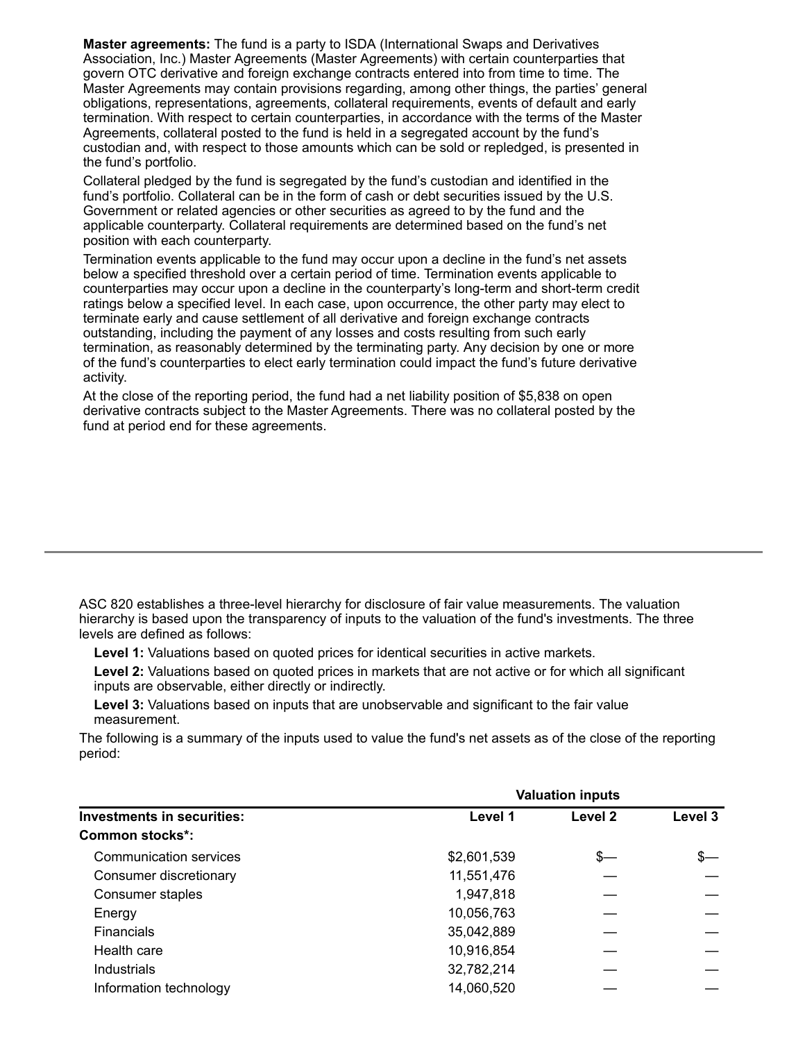**Master agreements:** The fund is a party to ISDA (International Swaps and Derivatives Association, Inc.) Master Agreements (Master Agreements) with certain counterparties that govern OTC derivative and foreign exchange contracts entered into from time to time. The Master Agreements may contain provisions regarding, among other things, the parties' general obligations, representations, agreements, collateral requirements, events of default and early termination. With respect to certain counterparties, in accordance with the terms of the Master Agreements, collateral posted to the fund is held in a segregated account by the fund's custodian and, with respect to those amounts which can be sold or repledged, is presented in the fund's portfolio.

Collateral pledged by the fund is segregated by the fund's custodian and identified in the fund's portfolio. Collateral can be in the form of cash or debt securities issued by the U.S. Government or related agencies or other securities as agreed to by the fund and the applicable counterparty. Collateral requirements are determined based on the fund's net position with each counterparty.

Termination events applicable to the fund may occur upon a decline in the fund's net assets below a specified threshold over a certain period of time. Termination events applicable to counterparties may occur upon a decline in the counterparty's long-term and short-term credit ratings below a specified level. In each case, upon occurrence, the other party may elect to terminate early and cause settlement of all derivative and foreign exchange contracts outstanding, including the payment of any losses and costs resulting from such early termination, as reasonably determined by the terminating party. Any decision by one or more of the fund's counterparties to elect early termination could impact the fund's future derivative activity.

At the close of the reporting period, the fund had a net liability position of $5,838 on open derivative contracts subject to the Master Agreements. There was no collateral posted by the fund at period end for these agreements.

---

ASC 820 establishes a three-level hierarchy for disclosure of fair value measurements. The valuation hierarchy is based upon the transparency of inputs to the valuation of the fund's investments. The three levels are defined as follows:

**Level 1:** Valuations based on quoted prices for identical securities in active markets.

**Level 2:** Valuations based on quoted prices in markets that are not active or for which all significant inputs are observable, either directly or indirectly.

**Level 3:** Valuations based on inputs that are unobservable and significant to the fair value measurement.

The following is a summary of the inputs used to value the fund's net assets as of the close of the reporting period:

| | Valuation inputs | | |
|---|---|---|---|
| **Investments in securities:** | **Level 1** | **Level 2** | **Level 3** |
| **Common stocks*:** | | | |
| Communication services | $2,601,539 | $— | $— |
| Consumer discretionary | 11,551,476 | — | — |
| Consumer staples | 1,947,818 | — | — |
| Energy | 10,056,763 | — | — |
| Financials | 35,042,889 | — | — |
| Health care | 10,916,854 | — | — |
| Industrials | 32,782,214 | — | — |
| Information technology | 14,060,520 | — | — |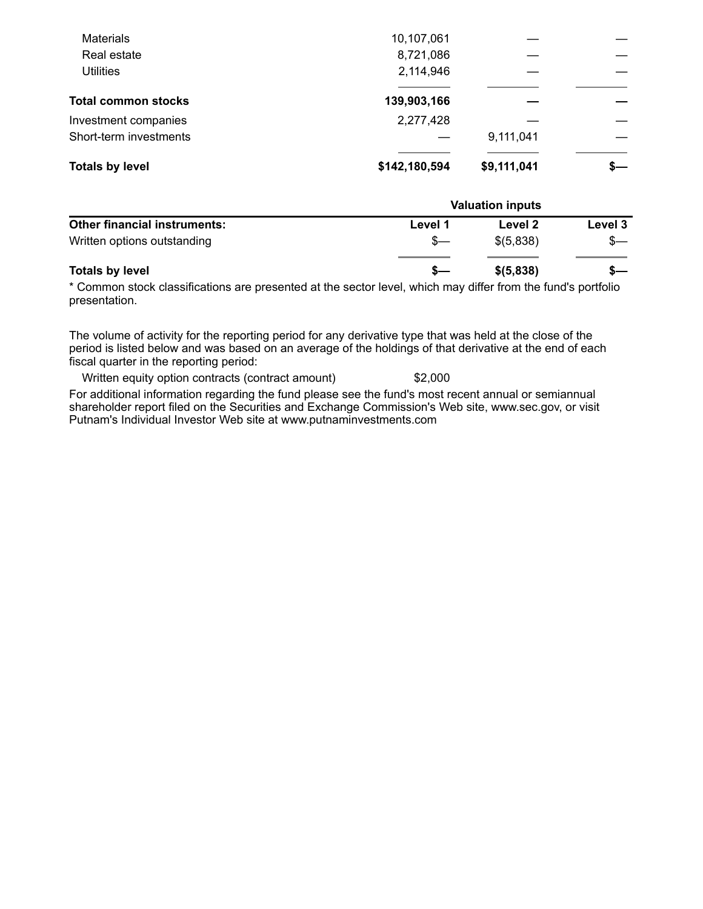| | | | |
|---|---|---|---|
| Materials | 10,107,061 | — | — |
| Real estate | 8,721,086 | — | — |
| Utilities | 2,114,946 | — | — |
| **Total common stocks** | **139,903,166** | **—** | **—** |
| Investment companies | 2,277,428 | — | — |
| Short-term investments | — | 9,111,041 | — |
| **Totals by level** | **$142,180,594** | **$9,111,041** | **$—** |

| | Valuation inputs | | |
|---|---|---|---|
| **Other financial instruments:** | **Level 1** | **Level 2** | **Level 3** |
| Written options outstanding | $— | $(5,838) | $— |
| **Totals by level** | **$—** | **$(5,838)** | **$—** |

* Common stock classifications are presented at the sector level, which may differ from the fund's portfolio presentation.

The volume of activity for the reporting period for any derivative type that was held at the close of the period is listed below and was based on an average of the holdings of that derivative at the end of each fiscal quarter in the reporting period:

| | |
|---|---|
| Written equity option contracts (contract amount) | $2,000 |

For additional information regarding the fund please see the fund's most recent annual or semiannual shareholder report filed on the Securities and Exchange Commission's Web site, www.sec.gov, or visit Putnam's Individual Investor Web site at www.putnaminvestments.com